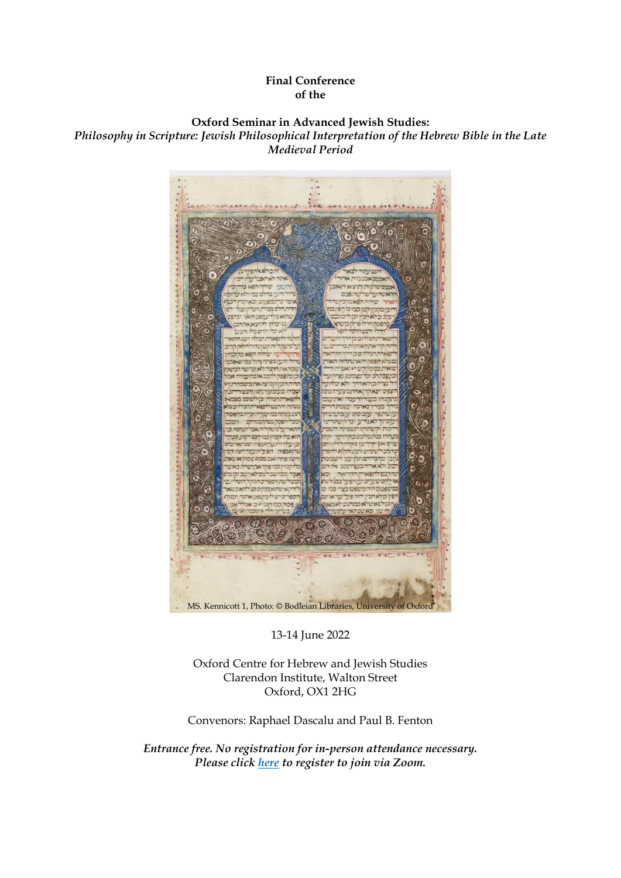**Final Conference**
**of the**

**Oxford Seminar in Advanced Jewish Studies:**
***Philosophy in Scripture: Jewish Philosophical Interpretation of the Hebrew Bible in the Late Medieval Period***

MS. Kennicott 1, Photo: © Bodleian Libraries, University of Oxford

13-14 June 2022

Oxford Centre for Hebrew and Jewish Studies
Clarendon Institute, Walton Street
Oxford, OX1 2HG

Convenors: Raphael Dascalu and Paul B. Fenton

*Entrance free. No registration for in-person attendance necessary.*
*Please click [here](#) to register to join via Zoom.*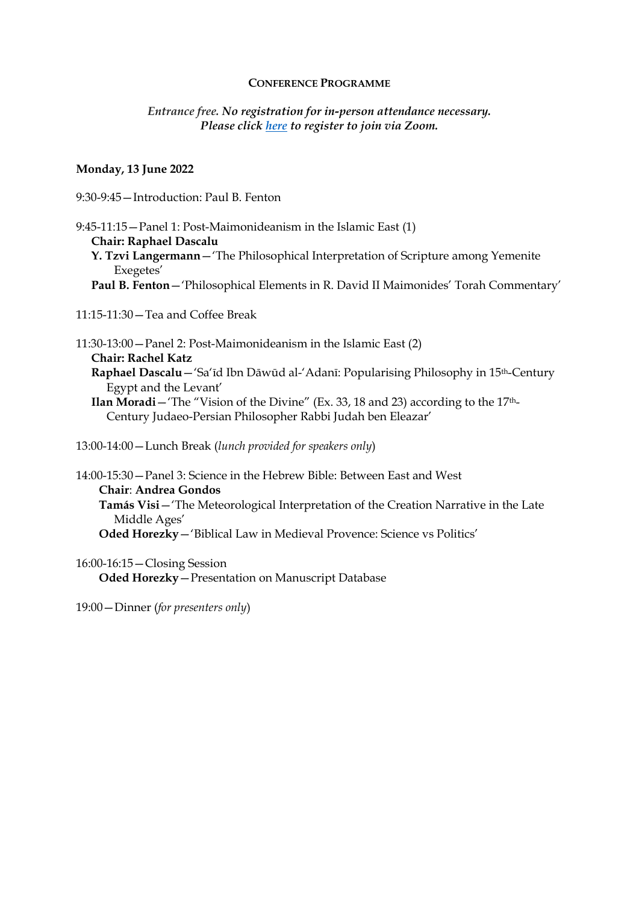## CONFERENCE PROGRAMME

*Entrance free. **No registration for in-person attendance necessary.***
***Please click [here](#) to register to join via Zoom.***

**Monday, 13 June 2022**

9:30-9:45—Introduction: Paul B. Fenton

9:45-11:15—Panel 1: Post-Maimonideanism in the Islamic East (1)
**Chair: Raphael Dascalu**
**Y. Tzvi Langermann**—'The Philosophical Interpretation of Scripture among Yemenite Exegetes'
**Paul B. Fenton**—'Philosophical Elements in R. David II Maimonides' Torah Commentary'

11:15-11:30—Tea and Coffee Break

11:30-13:00—Panel 2: Post-Maimonideanism in the Islamic East (2)
**Chair: Rachel Katz**
**Raphael Dascalu**—'Saʿīd Ibn Dāwūd al-ʿAdanī: Popularising Philosophy in 15th-Century Egypt and the Levant'
**Ilan Moradi**—'The "Vision of the Divine" (Ex. 33, 18 and 23) according to the 17th-Century Judaeo-Persian Philosopher Rabbi Judah ben Eleazar'

13:00-14:00—Lunch Break (*lunch provided for speakers only*)

14:00-15:30—Panel 3: Science in the Hebrew Bible: Between East and West
**Chair**: **Andrea Gondos**
**Tamás Visi**—'The Meteorological Interpretation of the Creation Narrative in the Late Middle Ages'
**Oded Horezky**—'Biblical Law in Medieval Provence: Science vs Politics'

16:00-16:15—Closing Session
**Oded Horezky**—Presentation on Manuscript Database

19:00—Dinner (*for presenters only*)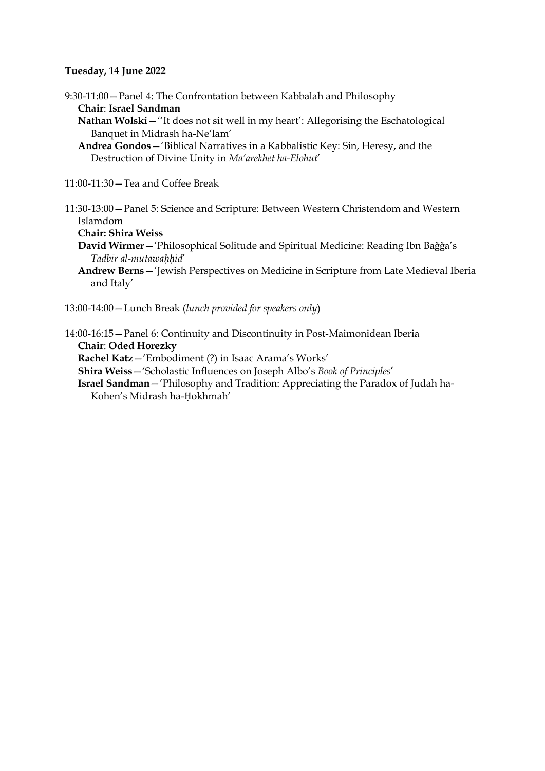**Tuesday, 14 June 2022**

9:30-11:00—Panel 4: The Confrontation between Kabbalah and Philosophy
**Chair**: **Israel Sandman**
**Nathan Wolski**—''It does not sit well in my heart': Allegorising the Eschatological Banquet in Midrash ha-Ne'lam'
**Andrea Gondos**—'Biblical Narratives in a Kabbalistic Key: Sin, Heresy, and the Destruction of Divine Unity in *Ma'arekhet ha-Elohut*'

11:00-11:30—Tea and Coffee Break

11:30-13:00—Panel 5: Science and Scripture: Between Western Christendom and Western Islamdom
**Chair: Shira Weiss**
**David Wirmer**—'Philosophical Solitude and Spiritual Medicine: Reading Ibn Bāǧǧa's *Tadbīr al-mutawaḥḥid*'
**Andrew Berns**—'Jewish Perspectives on Medicine in Scripture from Late Medieval Iberia and Italy'

13:00-14:00—Lunch Break (*lunch provided for speakers only*)

14:00-16:15—Panel 6: Continuity and Discontinuity in Post-Maimonidean Iberia
**Chair**: **Oded Horezky**
**Rachel Katz**—'Embodiment (?) in Isaac Arama's Works'
**Shira Weiss**—'Scholastic Influences on Joseph Albo's *Book of Principles*'
**Israel Sandman**—'Philosophy and Tradition: Appreciating the Paradox of Judah ha-Kohen's Midrash ha-Ḥokhmah'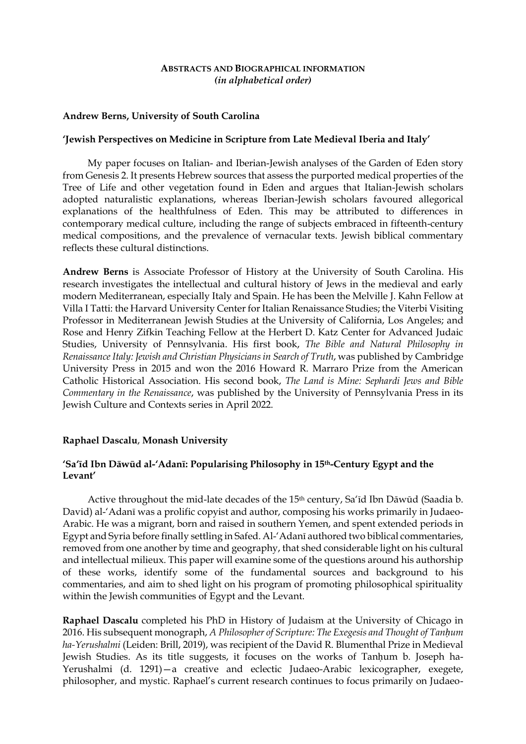## **ABSTRACTS AND BIOGRAPHICAL INFORMATION**
***(in alphabetical order)***

### **Andrew Berns, University of South Carolina**

#### **'Jewish Perspectives on Medicine in Scripture from Late Medieval Iberia and Italy'**

My paper focuses on Italian- and Iberian-Jewish analyses of the Garden of Eden story from Genesis 2. It presents Hebrew sources that assess the purported medical properties of the Tree of Life and other vegetation found in Eden and argues that Italian-Jewish scholars adopted naturalistic explanations, whereas Iberian-Jewish scholars favoured allegorical explanations of the healthfulness of Eden. This may be attributed to differences in contemporary medical culture, including the range of subjects embraced in fifteenth-century medical compositions, and the prevalence of vernacular texts. Jewish biblical commentary reflects these cultural distinctions.

**Andrew Berns** is Associate Professor of History at the University of South Carolina. His research investigates the intellectual and cultural history of Jews in the medieval and early modern Mediterranean, especially Italy and Spain. He has been the Melville J. Kahn Fellow at Villa I Tatti: the Harvard University Center for Italian Renaissance Studies; the Viterbi Visiting Professor in Mediterranean Jewish Studies at the University of California, Los Angeles; and Rose and Henry Zifkin Teaching Fellow at the Herbert D. Katz Center for Advanced Judaic Studies, University of Pennsylvania. His first book, *The Bible and Natural Philosophy in Renaissance Italy: Jewish and Christian Physicians in Search of Truth*, was published by Cambridge University Press in 2015 and won the 2016 Howard R. Marraro Prize from the American Catholic Historical Association. His second book, *The Land is Mine: Sephardi Jews and Bible Commentary in the Renaissance*, was published by the University of Pennsylvania Press in its Jewish Culture and Contexts series in April 2022.

### **Raphael Dascalu, Monash University**

#### **'Sa'īd Ibn Dāwūd al-'Adanī: Popularising Philosophy in 15th-Century Egypt and the Levant'**

Active throughout the mid-late decades of the 15th century, Sa'īd Ibn Dāwūd (Saadia b. David) al-'Adanī was a prolific copyist and author, composing his works primarily in Judaeo-Arabic. He was a migrant, born and raised in southern Yemen, and spent extended periods in Egypt and Syria before finally settling in Safed. Al-'Adanī authored two biblical commentaries, removed from one another by time and geography, that shed considerable light on his cultural and intellectual milieux. This paper will examine some of the questions around his authorship of these works, identify some of the fundamental sources and background to his commentaries, and aim to shed light on his program of promoting philosophical spirituality within the Jewish communities of Egypt and the Levant.

**Raphael Dascalu** completed his PhD in History of Judaism at the University of Chicago in 2016. His subsequent monograph, *A Philosopher of Scripture: The Exegesis and Thought of Tanḥum ha-Yerushalmi* (Leiden: Brill, 2019), was recipient of the David R. Blumenthal Prize in Medieval Jewish Studies. As its title suggests, it focuses on the works of Tanḥum b. Joseph ha-Yerushalmi (d. 1291)—a creative and eclectic Judaeo-Arabic lexicographer, exegete, philosopher, and mystic. Raphael's current research continues to focus primarily on Judaeo-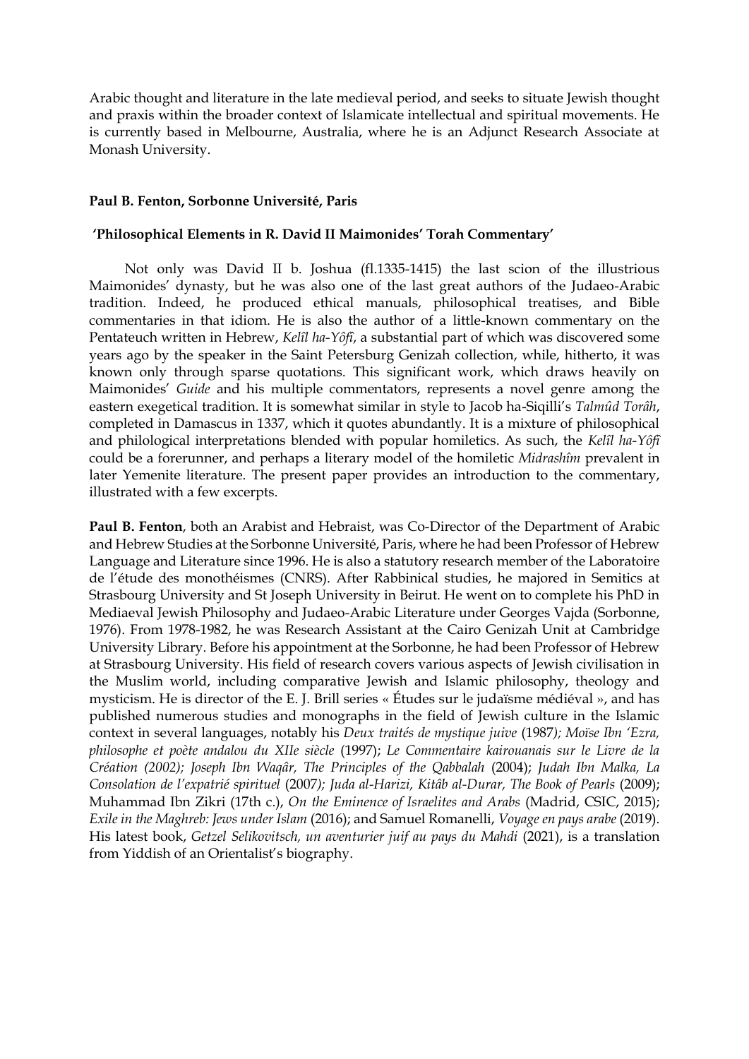Arabic thought and literature in the late medieval period, and seeks to situate Jewish thought and praxis within the broader context of Islamicate intellectual and spiritual movements. He is currently based in Melbourne, Australia, where he is an Adjunct Research Associate at Monash University.

**Paul B. Fenton, Sorbonne Université, Paris**

**'Philosophical Elements in R. David II Maimonides' Torah Commentary'**

Not only was David II b. Joshua (fl.1335-1415) the last scion of the illustrious Maimonides' dynasty, but he was also one of the last great authors of the Judaeo-Arabic tradition. Indeed, he produced ethical manuals, philosophical treatises, and Bible commentaries in that idiom. He is also the author of a little-known commentary on the Pentateuch written in Hebrew, *Kelîl ha-Yôfî*, a substantial part of which was discovered some years ago by the speaker in the Saint Petersburg Genizah collection, while, hitherto, it was known only through sparse quotations. This significant work, which draws heavily on Maimonides' *Guide* and his multiple commentators, represents a novel genre among the eastern exegetical tradition. It is somewhat similar in style to Jacob ha-Siqilli's *Talmûd Torâh*, completed in Damascus in 1337, which it quotes abundantly. It is a mixture of philosophical and philological interpretations blended with popular homiletics. As such, the *Kelîl ha-Yôfî* could be a forerunner, and perhaps a literary model of the homiletic *Midrashîm* prevalent in later Yemenite literature. The present paper provides an introduction to the commentary, illustrated with a few excerpts.

**Paul B. Fenton**, both an Arabist and Hebraist, was Co-Director of the Department of Arabic and Hebrew Studies at the Sorbonne Université, Paris, where he had been Professor of Hebrew Language and Literature since 1996. He is also a statutory research member of the Laboratoire de l'étude des monothéismes (CNRS). After Rabbinical studies, he majored in Semitics at Strasbourg University and St Joseph University in Beirut. He went on to complete his PhD in Mediaeval Jewish Philosophy and Judaeo-Arabic Literature under Georges Vajda (Sorbonne, 1976). From 1978-1982, he was Research Assistant at the Cairo Genizah Unit at Cambridge University Library. Before his appointment at the Sorbonne, he had been Professor of Hebrew at Strasbourg University. His field of research covers various aspects of Jewish civilisation in the Muslim world, including comparative Jewish and Islamic philosophy, theology and mysticism. He is director of the E. J. Brill series « Études sur le judaïsme médiéval », and has published numerous studies and monographs in the field of Jewish culture in the Islamic context in several languages, notably his *Deux traités de mystique juive* (1987*); Moïse Ibn 'Ezra, philosophe et poète andalou du XIIe siècle* (1997); *Le Commentaire kairouanais sur le Livre de la Création (2002); Joseph Ibn Waqâr, The Principles of the Qabbalah* (2004); *Judah Ibn Malka, La Consolation de l'expatrié spirituel* (2007*); Juda al-Harizi, Kitâb al-Durar, The Book of Pearls* (2009); Muhammad Ibn Zikri (17th c.), *On the Eminence of Israelites and Arabs* (Madrid, CSIC, 2015); *Exile in the Maghreb: Jews under Islam* (2016); and Samuel Romanelli, *Voyage en pays arabe* (2019). His latest book, *Getzel Selikovitsch, un aventurier juif au pays du Mahdi* (2021), is a translation from Yiddish of an Orientalist's biography.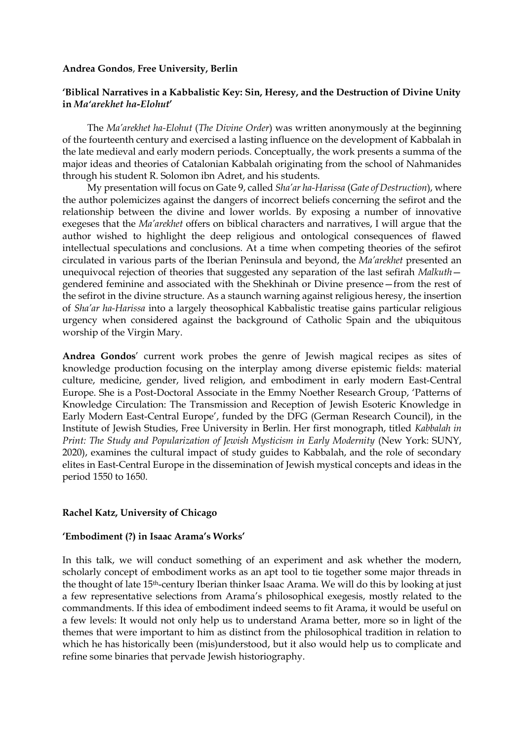**Andrea Gondos**, **Free University, Berlin**

**'Biblical Narratives in a Kabbalistic Key: Sin, Heresy, and the Destruction of Divine Unity in *Ma'arekhet ha-Elohut*'**

The *Ma'arekhet ha-Elohut* (*The Divine Order*) was written anonymously at the beginning of the fourteenth century and exercised a lasting influence on the development of Kabbalah in the late medieval and early modern periods. Conceptually, the work presents a summa of the major ideas and theories of Catalonian Kabbalah originating from the school of Nahmanides through his student R. Solomon ibn Adret, and his students.

My presentation will focus on Gate 9, called *Sha'ar ha-Harissa* (*Gate of Destruction*), where the author polemicizes against the dangers of incorrect beliefs concerning the sefirot and the relationship between the divine and lower worlds. By exposing a number of innovative exegeses that the *Ma'arekhet* offers on biblical characters and narratives, I will argue that the author wished to highlight the deep religious and ontological consequences of flawed intellectual speculations and conclusions. At a time when competing theories of the sefirot circulated in various parts of the Iberian Peninsula and beyond, the *Ma'arekhet* presented an unequivocal rejection of theories that suggested any separation of the last sefirah *Malkuth*—gendered feminine and associated with the Shekhinah or Divine presence—from the rest of the sefirot in the divine structure. As a staunch warning against religious heresy, the insertion of *Sha'ar ha-Harissa* into a largely theosophical Kabbalistic treatise gains particular religious urgency when considered against the background of Catholic Spain and the ubiquitous worship of the Virgin Mary.

**Andrea Gondos**' current work probes the genre of Jewish magical recipes as sites of knowledge production focusing on the interplay among diverse epistemic fields: material culture, medicine, gender, lived religion, and embodiment in early modern East-Central Europe. She is a Post-Doctoral Associate in the Emmy Noether Research Group, 'Patterns of Knowledge Circulation: The Transmission and Reception of Jewish Esoteric Knowledge in Early Modern East-Central Europe', funded by the DFG (German Research Council), in the Institute of Jewish Studies, Free University in Berlin. Her first monograph, titled *Kabbalah in Print: The Study and Popularization of Jewish Mysticism in Early Modernity* (New York: SUNY, 2020), examines the cultural impact of study guides to Kabbalah, and the role of secondary elites in East-Central Europe in the dissemination of Jewish mystical concepts and ideas in the period 1550 to 1650.

**Rachel Katz, University of Chicago**

**'Embodiment (?) in Isaac Arama's Works'**

In this talk, we will conduct something of an experiment and ask whether the modern, scholarly concept of embodiment works as an apt tool to tie together some major threads in the thought of late 15th-century Iberian thinker Isaac Arama. We will do this by looking at just a few representative selections from Arama's philosophical exegesis, mostly related to the commandments. If this idea of embodiment indeed seems to fit Arama, it would be useful on a few levels: It would not only help us to understand Arama better, more so in light of the themes that were important to him as distinct from the philosophical tradition in relation to which he has historically been (mis)understood, but it also would help us to complicate and refine some binaries that pervade Jewish historiography.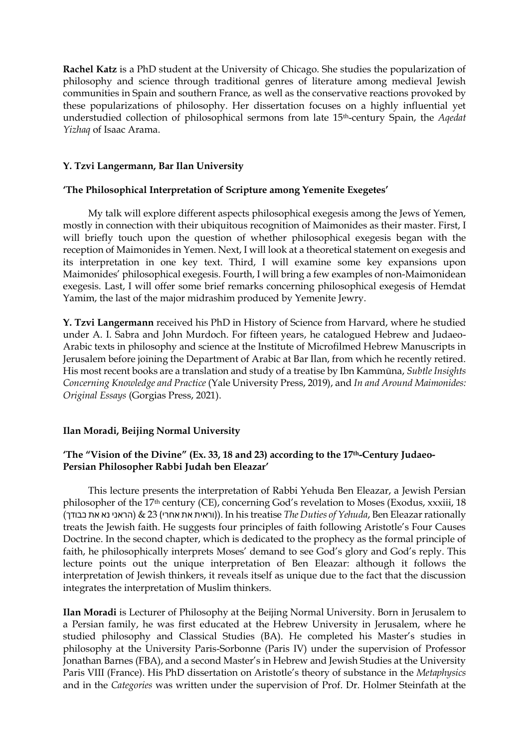**Rachel Katz** is a PhD student at the University of Chicago. She studies the popularization of philosophy and science through traditional genres of literature among medieval Jewish communities in Spain and southern France, as well as the conservative reactions provoked by these popularizations of philosophy. Her dissertation focuses on a highly influential yet understudied collection of philosophical sermons from late 15th-century Spain, the *Aqedat Yizhaq* of Isaac Arama.

### Y. Tzvi Langermann, Bar Ilan University

#### 'The Philosophical Interpretation of Scripture among Yemenite Exegetes'

My talk will explore different aspects philosophical exegesis among the Jews of Yemen, mostly in connection with their ubiquitous recognition of Maimonides as their master. First, I will briefly touch upon the question of whether philosophical exegesis began with the reception of Maimonides in Yemen. Next, I will look at a theoretical statement on exegesis and its interpretation in one key text. Third, I will examine some key expansions upon Maimonides' philosophical exegesis. Fourth, I will bring a few examples of non-Maimonidean exegesis. Last, I will offer some brief remarks concerning philosophical exegesis of Hemdat Yamim, the last of the major midrashim produced by Yemenite Jewry.

**Y. Tzvi Langermann** received his PhD in History of Science from Harvard, where he studied under A. I. Sabra and John Murdoch. For fifteen years, he catalogued Hebrew and Judaeo-Arabic texts in philosophy and science at the Institute of Microfilmed Hebrew Manuscripts in Jerusalem before joining the Department of Arabic at Bar Ilan, from which he recently retired. His most recent books are a translation and study of a treatise by Ibn Kammūna, *Subtle Insights Concerning Knowledge and Practice* (Yale University Press, 2019), and *In and Around Maimonides: Original Essays* (Gorgias Press, 2021).

### Ilan Moradi, Beijing Normal University

#### 'The "Vision of the Divine" (Ex. 33, 18 and 23) according to the 17th-Century Judaeo-Persian Philosopher Rabbi Judah ben Eleazar'

This lecture presents the interpretation of Rabbi Yehuda Ben Eleazar, a Jewish Persian philosopher of the 17th century (CE), concerning God's revelation to Moses (Exodus, xxxiii, 18 (הראני נא את כבודך) & 23 (וראית את אחרי)). In his treatise *The Duties of Yehuda*, Ben Eleazar rationally treats the Jewish faith. He suggests four principles of faith following Aristotle's Four Causes Doctrine. In the second chapter, which is dedicated to the prophecy as the formal principle of faith, he philosophically interprets Moses' demand to see God's glory and God's reply. This lecture points out the unique interpretation of Ben Eleazar: although it follows the interpretation of Jewish thinkers, it reveals itself as unique due to the fact that the discussion integrates the interpretation of Muslim thinkers.

**Ilan Moradi** is Lecturer of Philosophy at the Beijing Normal University. Born in Jerusalem to a Persian family, he was first educated at the Hebrew University in Jerusalem, where he studied philosophy and Classical Studies (BA). He completed his Master's studies in philosophy at the University Paris-Sorbonne (Paris IV) under the supervision of Professor Jonathan Barnes (FBA), and a second Master's in Hebrew and Jewish Studies at the University Paris VIII (France). His PhD dissertation on Aristotle's theory of substance in the *Metaphysics* and in the *Categories* was written under the supervision of Prof. Dr. Holmer Steinfath at the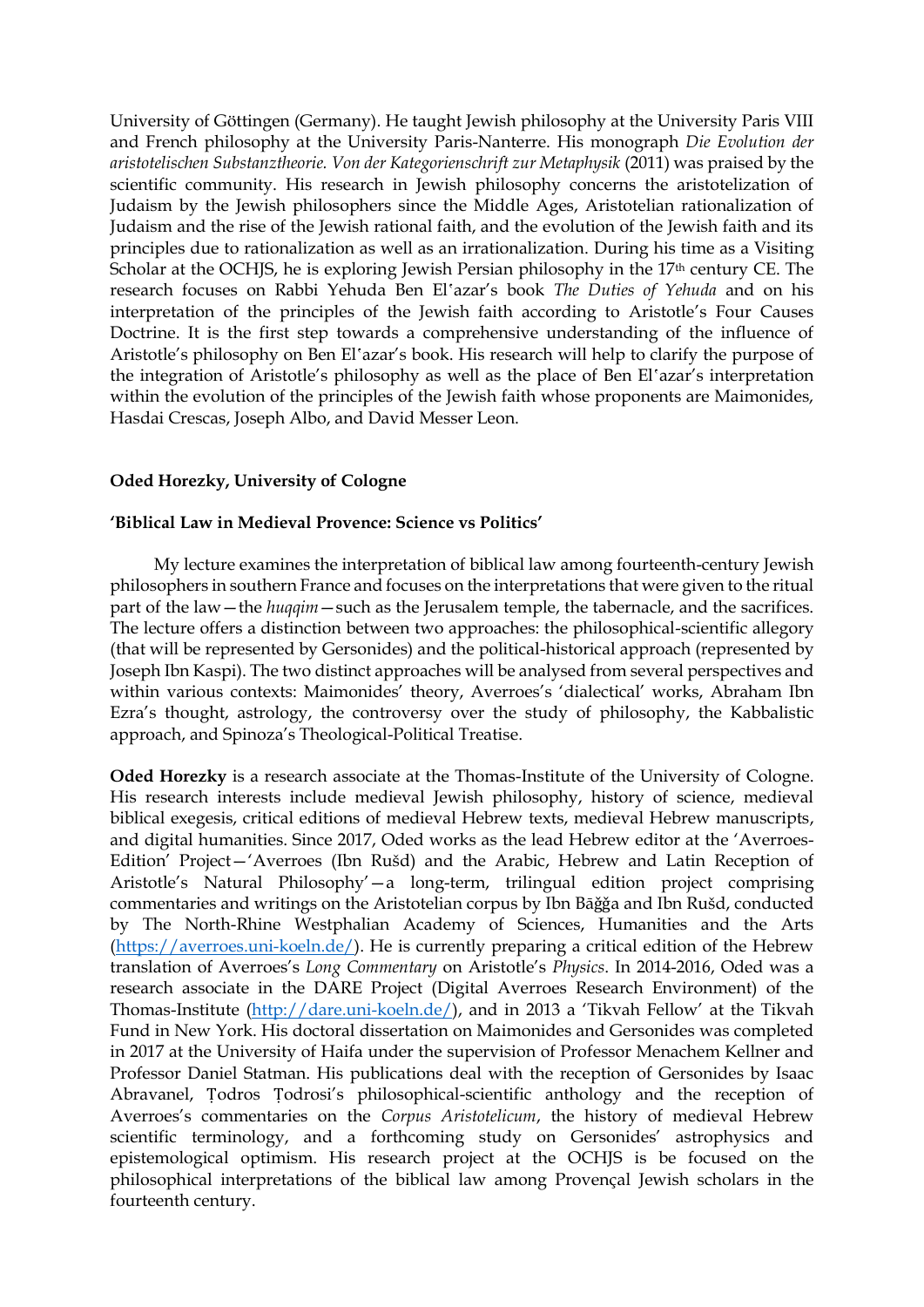University of Göttingen (Germany). He taught Jewish philosophy at the University Paris VIII and French philosophy at the University Paris-Nanterre. His monograph *Die Evolution der aristotelischen Substanztheorie. Von der Kategorienschrift zur Metaphysik* (2011) was praised by the scientific community. His research in Jewish philosophy concerns the aristotelization of Judaism by the Jewish philosophers since the Middle Ages, Aristotelian rationalization of Judaism and the rise of the Jewish rational faith, and the evolution of the Jewish faith and its principles due to rationalization as well as an irrationalization. During his time as a Visiting Scholar at the OCHJS, he is exploring Jewish Persian philosophy in the 17th century CE. The research focuses on Rabbi Yehuda Ben Elʽazar's book *The Duties of Yehuda* and on his interpretation of the principles of the Jewish faith according to Aristotle's Four Causes Doctrine. It is the first step towards a comprehensive understanding of the influence of Aristotle's philosophy on Ben Elʽazar's book. His research will help to clarify the purpose of the integration of Aristotle's philosophy as well as the place of Ben Elʽazar's interpretation within the evolution of the principles of the Jewish faith whose proponents are Maimonides, Hasdai Crescas, Joseph Albo, and David Messer Leon.

**Oded Horezky, University of Cologne**

**'Biblical Law in Medieval Provence: Science vs Politics'**

My lecture examines the interpretation of biblical law among fourteenth-century Jewish philosophers in southern France and focuses on the interpretations that were given to the ritual part of the law—the *huqqim*—such as the Jerusalem temple, the tabernacle, and the sacrifices. The lecture offers a distinction between two approaches: the philosophical-scientific allegory (that will be represented by Gersonides) and the political-historical approach (represented by Joseph Ibn Kaspi). The two distinct approaches will be analysed from several perspectives and within various contexts: Maimonides' theory, Averroes's 'dialectical' works, Abraham Ibn Ezra's thought, astrology, the controversy over the study of philosophy, the Kabbalistic approach, and Spinoza's Theological-Political Treatise.

**Oded Horezky** is a research associate at the Thomas-Institute of the University of Cologne. His research interests include medieval Jewish philosophy, history of science, medieval biblical exegesis, critical editions of medieval Hebrew texts, medieval Hebrew manuscripts, and digital humanities. Since 2017, Oded works as the lead Hebrew editor at the 'Averroes-Edition' Project—'Averroes (Ibn Rušd) and the Arabic, Hebrew and Latin Reception of Aristotle's Natural Philosophy'—a long-term, trilingual edition project comprising commentaries and writings on the Aristotelian corpus by Ibn Bāǧǧa and Ibn Rušd, conducted by The North-Rhine Westphalian Academy of Sciences, Humanities and the Arts (https://averroes.uni-koeln.de/). He is currently preparing a critical edition of the Hebrew translation of Averroes's *Long Commentary* on Aristotle's *Physics*. In 2014-2016, Oded was a research associate in the DARE Project (Digital Averroes Research Environment) of the Thomas-Institute (http://dare.uni-koeln.de/), and in 2013 a 'Tikvah Fellow' at the Tikvah Fund in New York. His doctoral dissertation on Maimonides and Gersonides was completed in 2017 at the University of Haifa under the supervision of Professor Menachem Kellner and Professor Daniel Statman. His publications deal with the reception of Gersonides by Isaac Abravanel, Ṭodros Ṭodrosi's philosophical-scientific anthology and the reception of Averroes's commentaries on the *Corpus Aristotelicum*, the history of medieval Hebrew scientific terminology, and a forthcoming study on Gersonides' astrophysics and epistemological optimism. His research project at the OCHJS is be focused on the philosophical interpretations of the biblical law among Provençal Jewish scholars in the fourteenth century.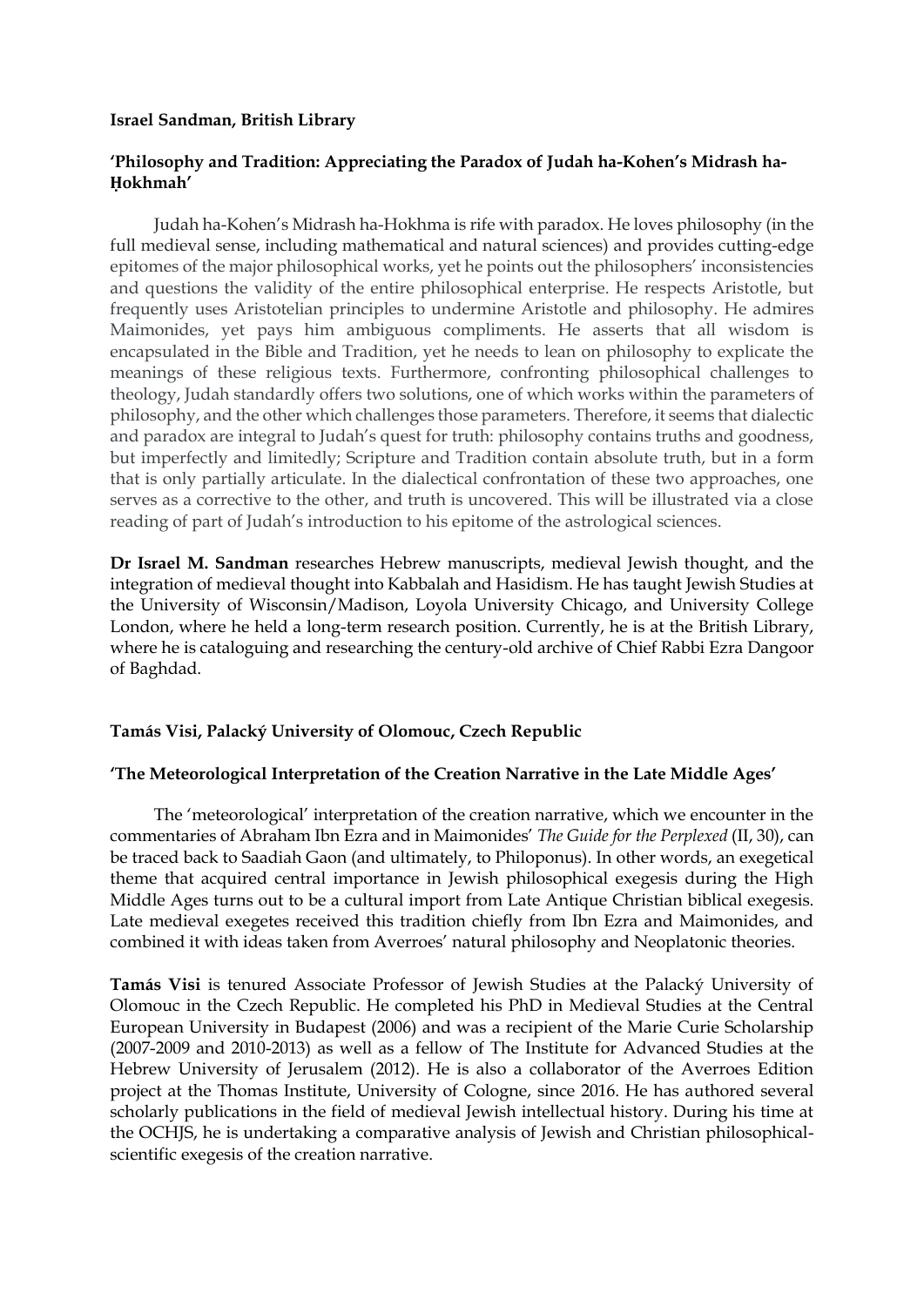**Israel Sandman, British Library**

**'Philosophy and Tradition: Appreciating the Paradox of Judah ha-Kohen's Midrash ha-Ḥokhmah'**

Judah ha-Kohen's Midrash ha-Hokhma is rife with paradox. He loves philosophy (in the full medieval sense, including mathematical and natural sciences) and provides cutting-edge epitomes of the major philosophical works, yet he points out the philosophers' inconsistencies and questions the validity of the entire philosophical enterprise. He respects Aristotle, but frequently uses Aristotelian principles to undermine Aristotle and philosophy. He admires Maimonides, yet pays him ambiguous compliments. He asserts that all wisdom is encapsulated in the Bible and Tradition, yet he needs to lean on philosophy to explicate the meanings of these religious texts. Furthermore, confronting philosophical challenges to theology, Judah standardly offers two solutions, one of which works within the parameters of philosophy, and the other which challenges those parameters. Therefore, it seems that dialectic and paradox are integral to Judah's quest for truth: philosophy contains truths and goodness, but imperfectly and limitedly; Scripture and Tradition contain absolute truth, but in a form that is only partially articulate. In the dialectical confrontation of these two approaches, one serves as a corrective to the other, and truth is uncovered. This will be illustrated via a close reading of part of Judah's introduction to his epitome of the astrological sciences.

**Dr Israel M. Sandman** researches Hebrew manuscripts, medieval Jewish thought, and the integration of medieval thought into Kabbalah and Hasidism. He has taught Jewish Studies at the University of Wisconsin/Madison, Loyola University Chicago, and University College London, where he held a long-term research position. Currently, he is at the British Library, where he is cataloguing and researching the century-old archive of Chief Rabbi Ezra Dangoor of Baghdad.

**Tamás Visi, Palacký University of Olomouc, Czech Republic**

**'The Meteorological Interpretation of the Creation Narrative in the Late Middle Ages'**

The 'meteorological' interpretation of the creation narrative, which we encounter in the commentaries of Abraham Ibn Ezra and in Maimonides' *The Guide for the Perplexed* (II, 30), can be traced back to Saadiah Gaon (and ultimately, to Philoponus). In other words, an exegetical theme that acquired central importance in Jewish philosophical exegesis during the High Middle Ages turns out to be a cultural import from Late Antique Christian biblical exegesis. Late medieval exegetes received this tradition chiefly from Ibn Ezra and Maimonides, and combined it with ideas taken from Averroes' natural philosophy and Neoplatonic theories.

**Tamás Visi** is tenured Associate Professor of Jewish Studies at the Palacký University of Olomouc in the Czech Republic. He completed his PhD in Medieval Studies at the Central European University in Budapest (2006) and was a recipient of the Marie Curie Scholarship (2007-2009 and 2010-2013) as well as a fellow of The Institute for Advanced Studies at the Hebrew University of Jerusalem (2012). He is also a collaborator of the Averroes Edition project at the Thomas Institute, University of Cologne, since 2016. He has authored several scholarly publications in the field of medieval Jewish intellectual history. During his time at the OCHJS, he is undertaking a comparative analysis of Jewish and Christian philosophical-scientific exegesis of the creation narrative.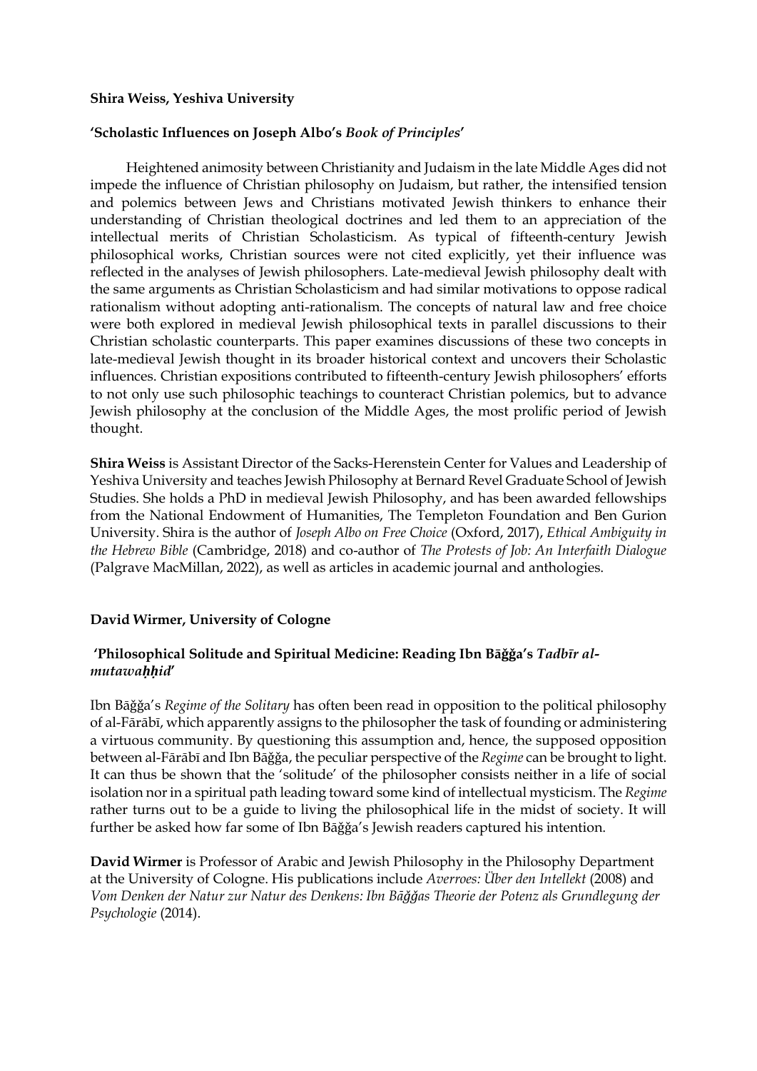**Shira Weiss, Yeshiva University**

**'Scholastic Influences on Joseph Albo's *Book of Principles*'**

Heightened animosity between Christianity and Judaism in the late Middle Ages did not impede the influence of Christian philosophy on Judaism, but rather, the intensified tension and polemics between Jews and Christians motivated Jewish thinkers to enhance their understanding of Christian theological doctrines and led them to an appreciation of the intellectual merits of Christian Scholasticism. As typical of fifteenth-century Jewish philosophical works, Christian sources were not cited explicitly, yet their influence was reflected in the analyses of Jewish philosophers. Late-medieval Jewish philosophy dealt with the same arguments as Christian Scholasticism and had similar motivations to oppose radical rationalism without adopting anti-rationalism. The concepts of natural law and free choice were both explored in medieval Jewish philosophical texts in parallel discussions to their Christian scholastic counterparts. This paper examines discussions of these two concepts in late-medieval Jewish thought in its broader historical context and uncovers their Scholastic influences. Christian expositions contributed to fifteenth-century Jewish philosophers' efforts to not only use such philosophic teachings to counteract Christian polemics, but to advance Jewish philosophy at the conclusion of the Middle Ages, the most prolific period of Jewish thought.

**Shira Weiss** is Assistant Director of the Sacks-Herenstein Center for Values and Leadership of Yeshiva University and teaches Jewish Philosophy at Bernard Revel Graduate School of Jewish Studies. She holds a PhD in medieval Jewish Philosophy, and has been awarded fellowships from the National Endowment of Humanities, The Templeton Foundation and Ben Gurion University. Shira is the author of *Joseph Albo on Free Choice* (Oxford, 2017), *Ethical Ambiguity in the Hebrew Bible* (Cambridge, 2018) and co-author of *The Protests of Job: An Interfaith Dialogue* (Palgrave MacMillan, 2022), as well as articles in academic journal and anthologies.

**David Wirmer, University of Cologne**

**'Philosophical Solitude and Spiritual Medicine: Reading Ibn Bāǧǧa's *Tadbīr al-mutawaḥḥid*'**

Ibn Bāǧǧa's *Regime of the Solitary* has often been read in opposition to the political philosophy of al-Fārābī, which apparently assigns to the philosopher the task of founding or administering a virtuous community. By questioning this assumption and, hence, the supposed opposition between al-Fārābī and Ibn Bāǧǧa, the peculiar perspective of the *Regime* can be brought to light. It can thus be shown that the 'solitude' of the philosopher consists neither in a life of social isolation nor in a spiritual path leading toward some kind of intellectual mysticism. The *Regime* rather turns out to be a guide to living the philosophical life in the midst of society. It will further be asked how far some of Ibn Bāǧǧa's Jewish readers captured his intention.

**David Wirmer** is Professor of Arabic and Jewish Philosophy in the Philosophy Department at the University of Cologne. His publications include *Averroes: Über den Intellekt* (2008) and *Vom Denken der Natur zur Natur des Denkens: Ibn Bāǧǧas Theorie der Potenz als Grundlegung der Psychologie* (2014).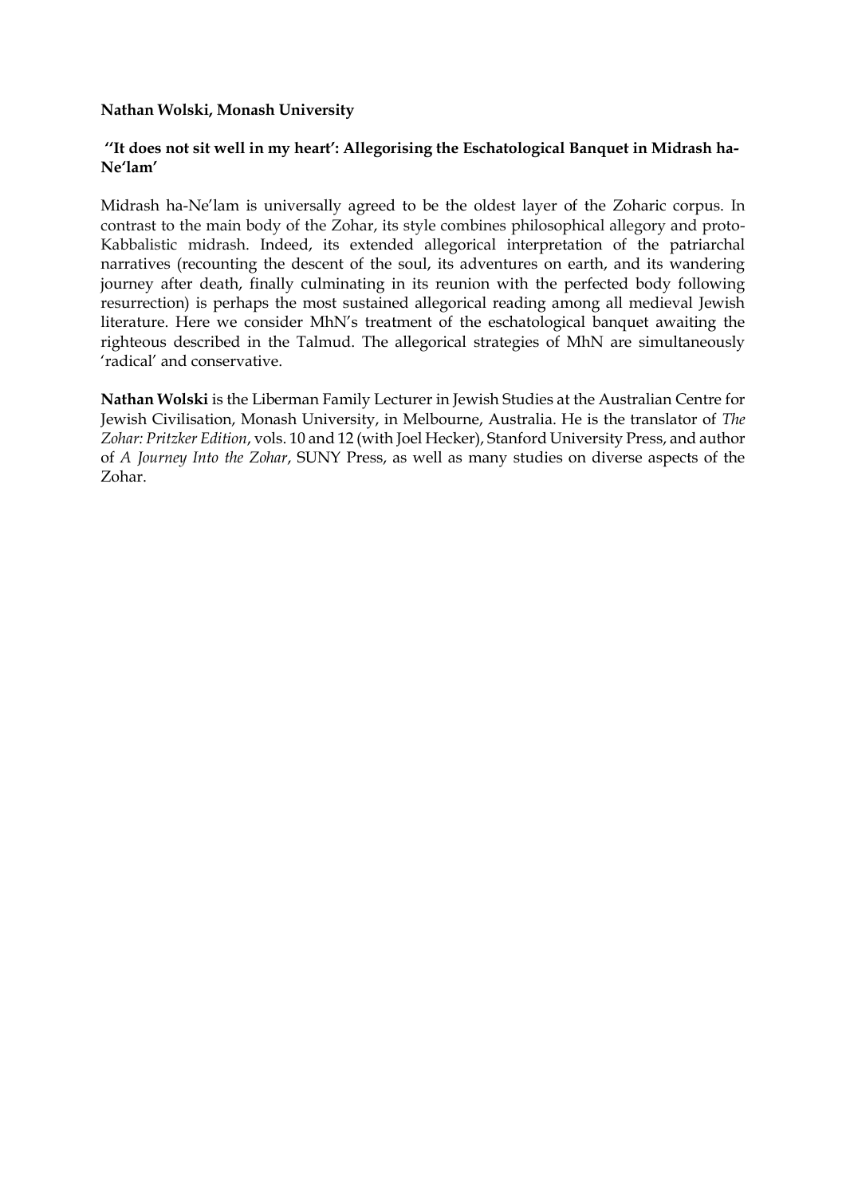**Nathan Wolski, Monash University**

**''It does not sit well in my heart': Allegorising the Eschatological Banquet in Midrash ha-Ne'lam'**

Midrash ha-Ne'lam is universally agreed to be the oldest layer of the Zoharic corpus. In contrast to the main body of the Zohar, its style combines philosophical allegory and proto-Kabbalistic midrash. Indeed, its extended allegorical interpretation of the patriarchal narratives (recounting the descent of the soul, its adventures on earth, and its wandering journey after death, finally culminating in its reunion with the perfected body following resurrection) is perhaps the most sustained allegorical reading among all medieval Jewish literature. Here we consider MhN's treatment of the eschatological banquet awaiting the righteous described in the Talmud. The allegorical strategies of MhN are simultaneously 'radical' and conservative.

**Nathan Wolski** is the Liberman Family Lecturer in Jewish Studies at the Australian Centre for Jewish Civilisation, Monash University, in Melbourne, Australia. He is the translator of *The Zohar: Pritzker Edition*, vols. 10 and 12 (with Joel Hecker), Stanford University Press, and author of *A Journey Into the Zohar*, SUNY Press, as well as many studies on diverse aspects of the Zohar.